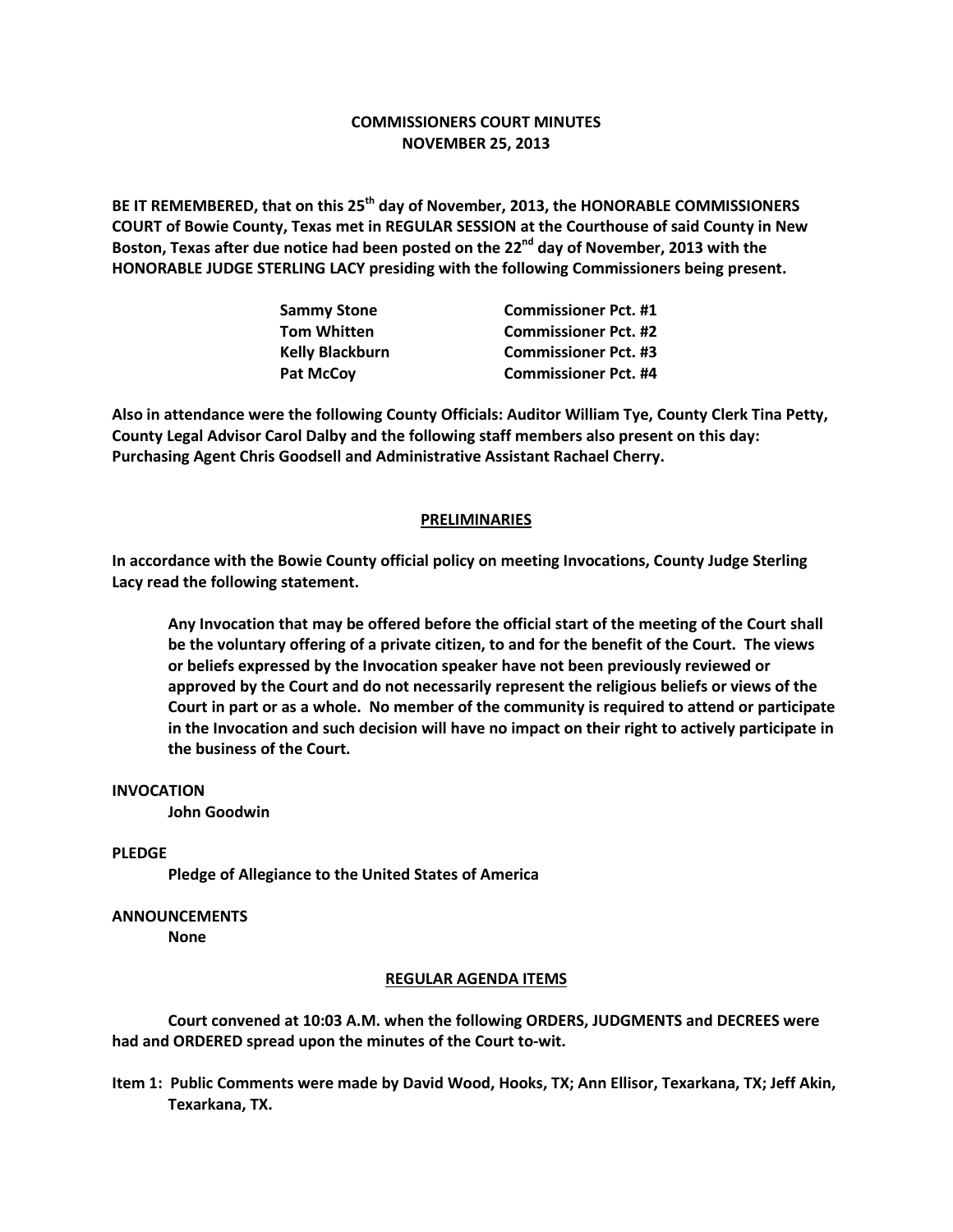# COMMISSIONERS COURT MINUTES
## NOVEMBER 25, 2013

**BE IT REMEMBERED, that on this 25th day of November, 2013, the HONORABLE COMMISSIONERS COURT of Bowie County, Texas met in REGULAR SESSION at the Courthouse of said County in New Boston, Texas after due notice had been posted on the 22nd day of November, 2013 with the HONORABLE JUDGE STERLING LACY presiding with the following Commissioners being present.**

| | |
|---|---|
| **Sammy Stone** | **Commissioner Pct. #1** |
| **Tom Whitten** | **Commissioner Pct. #2** |
| **Kelly Blackburn** | **Commissioner Pct. #3** |
| **Pat McCoy** | **Commissioner Pct. #4** |

**Also in attendance were the following County Officials: Auditor William Tye, County Clerk Tina Petty, County Legal Advisor Carol Dalby and the following staff members also present on this day: Purchasing Agent Chris Goodsell and Administrative Assistant Rachael Cherry.**

## PRELIMINARIES

**In accordance with the Bowie County official policy on meeting Invocations, County Judge Sterling Lacy read the following statement.**

> **Any Invocation that may be offered before the official start of the meeting of the Court shall be the voluntary offering of a private citizen, to and for the benefit of the Court. The views or beliefs expressed by the Invocation speaker have not been previously reviewed or approved by the Court and do not necessarily represent the religious beliefs or views of the Court in part or as a whole. No member of the community is required to attend or participate in the Invocation and such decision will have no impact on their right to actively participate in the business of the Court.**

**INVOCATION**
**John Goodwin**

**PLEDGE**
**Pledge of Allegiance to the United States of America**

**ANNOUNCEMENTS**
**None**

## REGULAR AGENDA ITEMS

**Court convened at 10:03 A.M. when the following ORDERS, JUDGMENTS and DECREES were had and ORDERED spread upon the minutes of the Court to-wit.**

**Item 1: Public Comments were made by David Wood, Hooks, TX; Ann Ellisor, Texarkana, TX; Jeff Akin, Texarkana, TX.**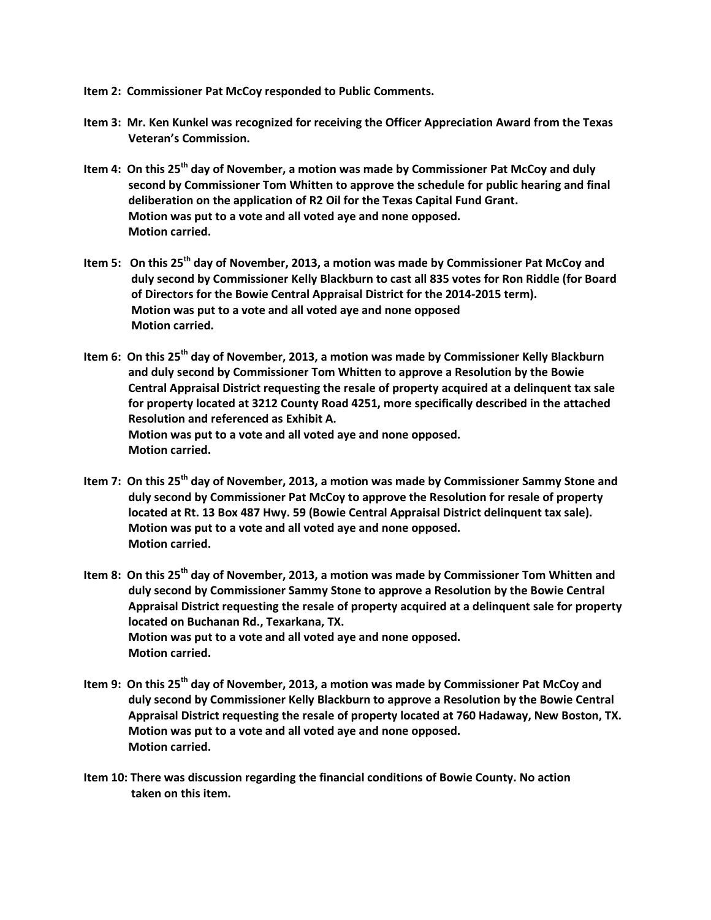**Item 2: Commissioner Pat McCoy responded to Public Comments.**

**Item 3: Mr. Ken Kunkel was recognized for receiving the Officer Appreciation Award from the Texas Veteran's Commission.**

**Item 4: On this 25th day of November, a motion was made by Commissioner Pat McCoy and duly second by Commissioner Tom Whitten to approve the schedule for public hearing and final deliberation on the application of R2 Oil for the Texas Capital Fund Grant.**
**Motion was put to a vote and all voted aye and none opposed.**
**Motion carried.**

**Item 5: On this 25th day of November, 2013, a motion was made by Commissioner Pat McCoy and duly second by Commissioner Kelly Blackburn to cast all 835 votes for Ron Riddle (for Board of Directors for the Bowie Central Appraisal District for the 2014-2015 term).**
**Motion was put to a vote and all voted aye and none opposed**
**Motion carried.**

**Item 6: On this 25th day of November, 2013, a motion was made by Commissioner Kelly Blackburn and duly second by Commissioner Tom Whitten to approve a Resolution by the Bowie Central Appraisal District requesting the resale of property acquired at a delinquent tax sale for property located at 3212 County Road 4251, more specifically described in the attached Resolution and referenced as Exhibit A.**
**Motion was put to a vote and all voted aye and none opposed.**
**Motion carried.**

**Item 7: On this 25th day of November, 2013, a motion was made by Commissioner Sammy Stone and duly second by Commissioner Pat McCoy to approve the Resolution for resale of property located at Rt. 13 Box 487 Hwy. 59 (Bowie Central Appraisal District delinquent tax sale).**
**Motion was put to a vote and all voted aye and none opposed.**
**Motion carried.**

**Item 8: On this 25th day of November, 2013, a motion was made by Commissioner Tom Whitten and duly second by Commissioner Sammy Stone to approve a Resolution by the Bowie Central Appraisal District requesting the resale of property acquired at a delinquent sale for property located on Buchanan Rd., Texarkana, TX.**
**Motion was put to a vote and all voted aye and none opposed.**
**Motion carried.**

**Item 9: On this 25th day of November, 2013, a motion was made by Commissioner Pat McCoy and duly second by Commissioner Kelly Blackburn to approve a Resolution by the Bowie Central Appraisal District requesting the resale of property located at 760 Hadaway, New Boston, TX.**
**Motion was put to a vote and all voted aye and none opposed.**
**Motion carried.**

**Item 10: There was discussion regarding the financial conditions of Bowie County. No action taken on this item.**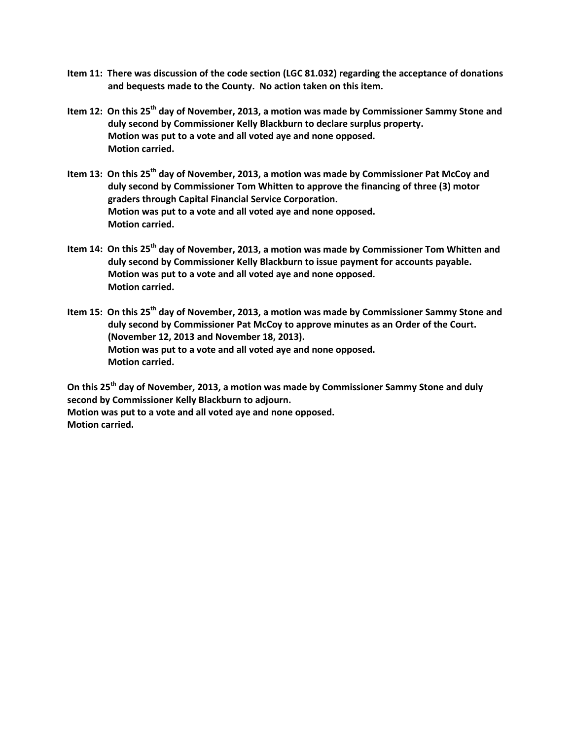**Item 11: There was discussion of the code section (LGC 81.032) regarding the acceptance of donations and bequests made to the County. No action taken on this item.**

**Item 12: On this 25th day of November, 2013, a motion was made by Commissioner Sammy Stone and duly second by Commissioner Kelly Blackburn to declare surplus property.**
**Motion was put to a vote and all voted aye and none opposed.**
**Motion carried.**

**Item 13: On this 25th day of November, 2013, a motion was made by Commissioner Pat McCoy and duly second by Commissioner Tom Whitten to approve the financing of three (3) motor graders through Capital Financial Service Corporation.**
**Motion was put to a vote and all voted aye and none opposed.**
**Motion carried.**

**Item 14: On this 25th day of November, 2013, a motion was made by Commissioner Tom Whitten and duly second by Commissioner Kelly Blackburn to issue payment for accounts payable.**
**Motion was put to a vote and all voted aye and none opposed.**
**Motion carried.**

**Item 15: On this 25th day of November, 2013, a motion was made by Commissioner Sammy Stone and duly second by Commissioner Pat McCoy to approve minutes as an Order of the Court. (November 12, 2013 and November 18, 2013).**
**Motion was put to a vote and all voted aye and none opposed.**
**Motion carried.**

**On this 25th day of November, 2013, a motion was made by Commissioner Sammy Stone and duly second by Commissioner Kelly Blackburn to adjourn.**
**Motion was put to a vote and all voted aye and none opposed.**
**Motion carried.**